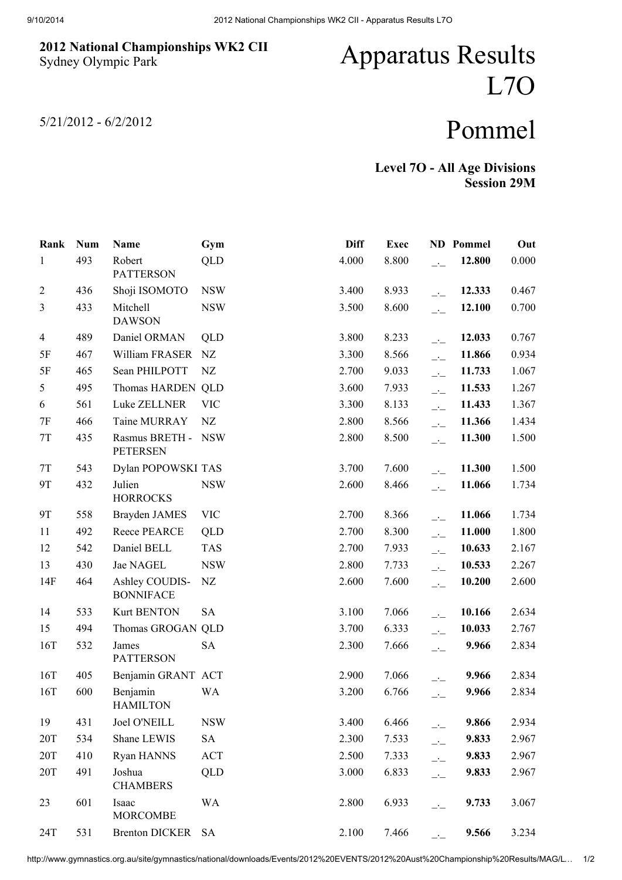# 2012 National Championships WK2 CII

Sydney Olympic Park

5/21/2012 - 6/2/2012

# Apparatus Results L7O

# Pommel

**Level 7O - All Age Divisions**
**Session 29M**

| Rank | Num | Name | Gym | Diff | Exec | ND | Pommel | Out |
|---|---|---|---|---|---|---|---|---|
| 1 | 493 | Robert PATTERSON | QLD | 4.000 | 8.800 | _._ | **12.800** | 0.000 |
| 2 | 436 | Shoji ISOMOTO | NSW | 3.400 | 8.933 | _._ | **12.333** | 0.467 |
| 3 | 433 | Mitchell DAWSON | NSW | 3.500 | 8.600 | _._ | **12.100** | 0.700 |
| 4 | 489 | Daniel ORMAN | QLD | 3.800 | 8.233 | _._ | **12.033** | 0.767 |
| 5F | 467 | William FRASER | NZ | 3.300 | 8.566 | _._ | **11.866** | 0.934 |
| 5F | 465 | Sean PHILPOTT | NZ | 2.700 | 9.033 | _._ | **11.733** | 1.067 |
| 5 | 495 | Thomas HARDEN | QLD | 3.600 | 7.933 | _._ | **11.533** | 1.267 |
| 6 | 561 | Luke ZELLNER | VIC | 3.300 | 8.133 | _._ | **11.433** | 1.367 |
| 7F | 466 | Taine MURRAY | NZ | 2.800 | 8.566 | _._ | **11.366** | 1.434 |
| 7T | 435 | Rasmus BRETH - PETERSEN | NSW | 2.800 | 8.500 | _._ | **11.300** | 1.500 |
| 7T | 543 | Dylan POPOWSKI | TAS | 3.700 | 7.600 | _._ | **11.300** | 1.500 |
| 9T | 432 | Julien HORROCKS | NSW | 2.600 | 8.466 | _._ | **11.066** | 1.734 |
| 9T | 558 | Brayden JAMES | VIC | 2.700 | 8.366 | _._ | **11.066** | 1.734 |
| 11 | 492 | Reece PEARCE | QLD | 2.700 | 8.300 | _._ | **11.000** | 1.800 |
| 12 | 542 | Daniel BELL | TAS | 2.700 | 7.933 | _._ | **10.633** | 2.167 |
| 13 | 430 | Jae NAGEL | NSW | 2.800 | 7.733 | _._ | **10.533** | 2.267 |
| 14F | 464 | Ashley COUDIS-BONNIFACE | NZ | 2.600 | 7.600 | _._ | **10.200** | 2.600 |
| 14 | 533 | Kurt BENTON | SA | 3.100 | 7.066 | _._ | **10.166** | 2.634 |
| 15 | 494 | Thomas GROGAN | QLD | 3.700 | 6.333 | _._ | **10.033** | 2.767 |
| 16T | 532 | James PATTERSON | SA | 2.300 | 7.666 | _._ | **9.966** | 2.834 |
| 16T | 405 | Benjamin GRANT | ACT | 2.900 | 7.066 | _._ | **9.966** | 2.834 |
| 16T | 600 | Benjamin HAMILTON | WA | 3.200 | 6.766 | _._ | **9.966** | 2.834 |
| 19 | 431 | Joel O'NEILL | NSW | 3.400 | 6.466 | _._ | **9.866** | 2.934 |
| 20T | 534 | Shane LEWIS | SA | 2.300 | 7.533 | _._ | **9.833** | 2.967 |
| 20T | 410 | Ryan HANNS | ACT | 2.500 | 7.333 | _._ | **9.833** | 2.967 |
| 20T | 491 | Joshua CHAMBERS | QLD | 3.000 | 6.833 | _._ | **9.833** | 2.967 |
| 23 | 601 | Isaac MORCOMBE | WA | 2.800 | 6.933 | _._ | **9.733** | 3.067 |
| 24T | 531 | Brenton DICKER | SA | 2.100 | 7.466 | _._ | **9.566** | 3.234 |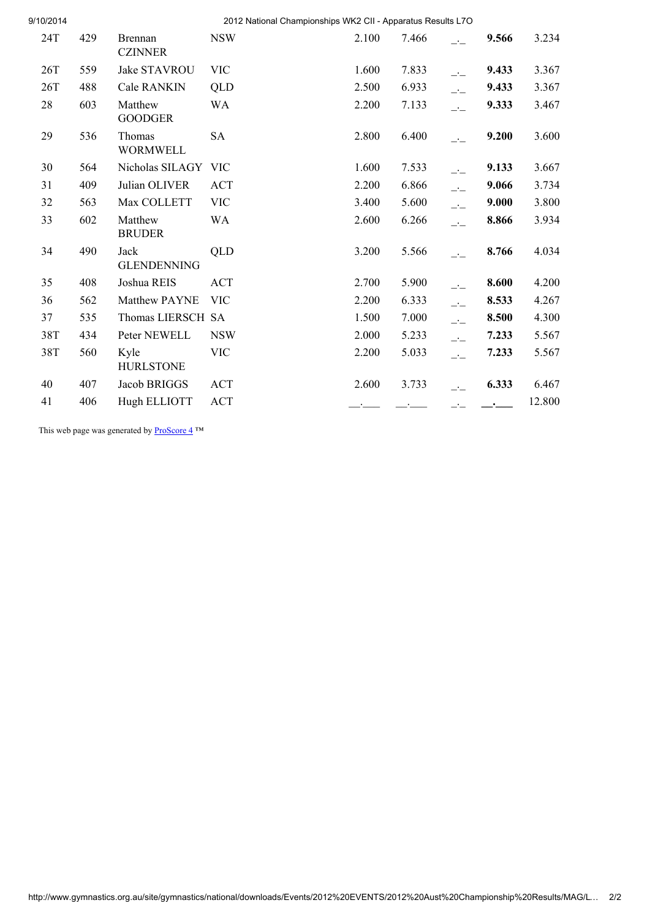| | | | | | | | | |
|---|---|---|---|---|---|---|---|---|
| 24T | 429 | Brennan CZINNER | NSW | 2.100 | 7.466 | _._ | **9.566** | 3.234 |
| 26T | 559 | Jake STAVROU | VIC | 1.600 | 7.833 | _._ | **9.433** | 3.367 |
| 26T | 488 | Cale RANKIN | QLD | 2.500 | 6.933 | _._ | **9.433** | 3.367 |
| 28 | 603 | Matthew GOODGER | WA | 2.200 | 7.133 | _._ | **9.333** | 3.467 |
| 29 | 536 | Thomas WORMWELL | SA | 2.800 | 6.400 | _._ | **9.200** | 3.600 |
| 30 | 564 | Nicholas SILAGY | VIC | 1.600 | 7.533 | _._ | **9.133** | 3.667 |
| 31 | 409 | Julian OLIVER | ACT | 2.200 | 6.866 | _._ | **9.066** | 3.734 |
| 32 | 563 | Max COLLETT | VIC | 3.400 | 5.600 | _._ | **9.000** | 3.800 |
| 33 | 602 | Matthew BRUDER | WA | 2.600 | 6.266 | _._ | **8.866** | 3.934 |
| 34 | 490 | Jack GLENDENNING | QLD | 3.200 | 5.566 | _._ | **8.766** | 4.034 |
| 35 | 408 | Joshua REIS | ACT | 2.700 | 5.900 | _._ | **8.600** | 4.200 |
| 36 | 562 | Matthew PAYNE | VIC | 2.200 | 6.333 | _._ | **8.533** | 4.267 |
| 37 | 535 | Thomas LIERSCH | SA | 1.500 | 7.000 | _._ | **8.500** | 4.300 |
| 38T | 434 | Peter NEWELL | NSW | 2.000 | 5.233 | _._ | **7.233** | 5.567 |
| 38T | 560 | Kyle HURLSTONE | VIC | 2.200 | 5.033 | _._ | **7.233** | 5.567 |
| 40 | 407 | Jacob BRIGGS | ACT | 2.600 | 3.733 | _._ | **6.333** | 6.467 |
| 41 | 406 | Hugh ELLIOTT | ACT | __.___ | __.___ | _._ | **__.___** | 12.800 |

This web page was generated by ProScore 4 ™